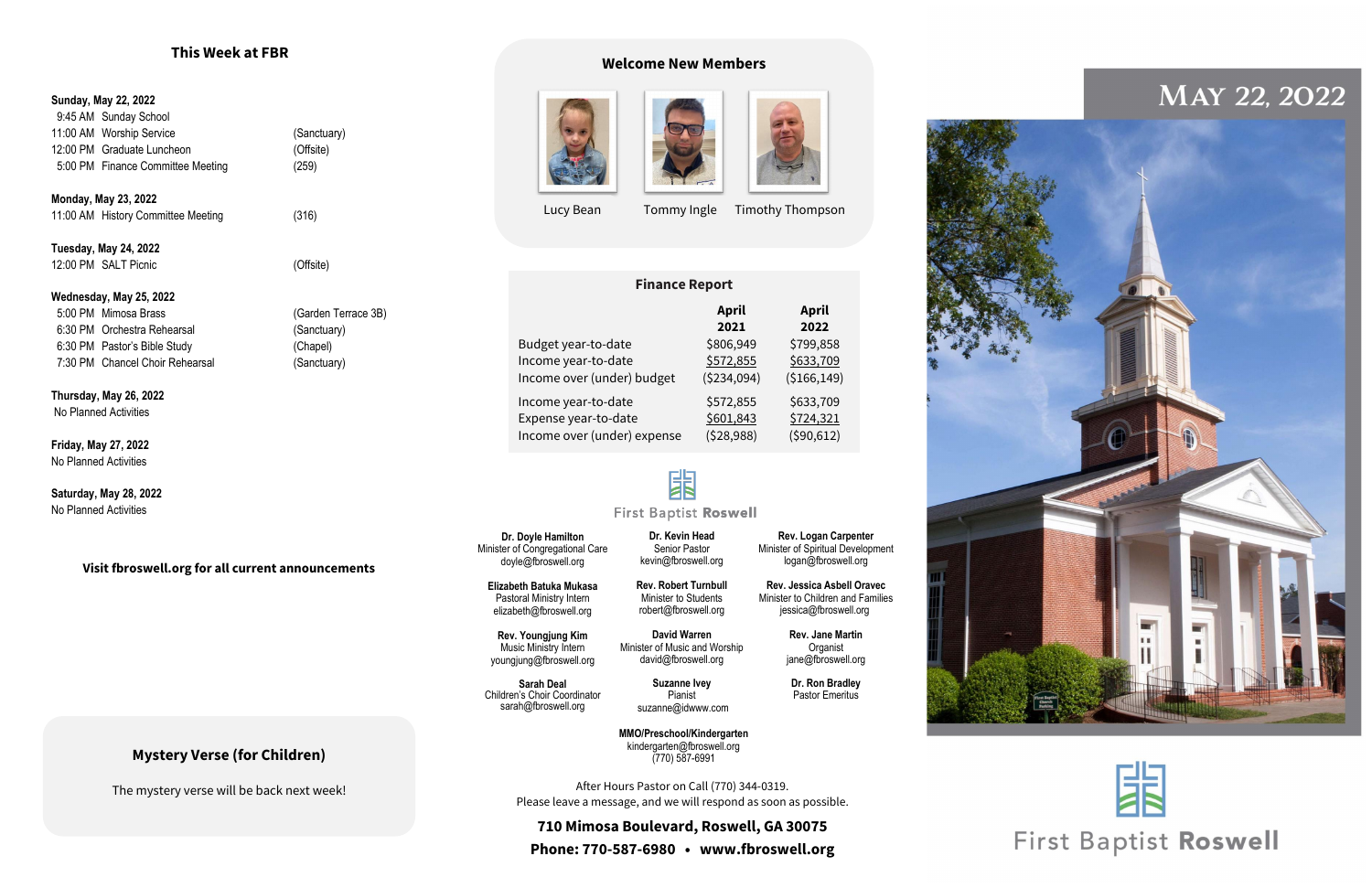## This Week at FBR

**Sunday, May 22, 2022**

| Time | Event | Location |
|---|---|---|
| 9:45 AM | Sunday School | |
| 11:00 AM | Worship Service | (Sanctuary) |
| 12:00 PM | Graduate Luncheon | (Offsite) |
| 5:00 PM | Finance Committee Meeting | (259) |

**Monday, May 23, 2022**

| Time | Event | Location |
|---|---|---|
| 11:00 AM | History Committee Meeting | (316) |

**Tuesday, May 24, 2022**

| Time | Event | Location |
|---|---|---|
| 12:00 PM | SALT Picnic | (Offsite) |

**Wednesday, May 25, 2022**

| Time | Event | Location |
|---|---|---|
| 5:00 PM | Mimosa Brass | (Garden Terrace 3B) |
| 6:30 PM | Orchestra Rehearsal | (Sanctuary) |
| 6:30 PM | Pastor's Bible Study | (Chapel) |
| 7:30 PM | Chancel Choir Rehearsal | (Sanctuary) |

**Thursday, May 26, 2022**
No Planned Activities

**Friday, May 27, 2022**
No Planned Activities

**Saturday, May 28, 2022**
No Planned Activities

**Visit fbroswell.org for all current announcements**

### Mystery Verse (for Children)

The mystery verse will be back next week!

## Welcome New Members

Lucy Bean
Tommy Ingle
Timothy Thompson

### Finance Report

| | April 2021 | April 2022 |
|---|---|---|
| Budget year-to-date | $806,949 | $799,858 |
| Income year-to-date | $572,855 | $633,709 |
| Income over (under) budget | ($234,094) | ($166,149) |
| Income year-to-date | $572,855 | $633,709 |
| Expense year-to-date | $601,843 | $724,321 |
| Income over (under) expense | ($28,988) | ($90,612) |

First Baptist Roswell

**Dr. Doyle Hamilton**
Minister of Congregational Care
doyle@fbroswell.org

**Dr. Kevin Head**
Senior Pastor
kevin@fbroswell.org

**Rev. Logan Carpenter**
Minister of Spiritual Development
logan@fbroswell.org

**Elizabeth Batuka Mukasa**
Pastoral Ministry Intern
elizabeth@fbroswell.org

**Rev. Robert Turnbull**
Minister to Students
robert@fbroswell.org

**Rev. Jessica Asbell Oravec**
Minister to Children and Families
jessica@fbroswell.org

**Rev. Youngjung Kim**
Music Ministry Intern
youngjung@fbroswell.org

**David Warren**
Minister of Music and Worship
david@fbroswell.org

**Rev. Jane Martin**
Organist
jane@fbroswell.org

**Sarah Deal**
Children's Choir Coordinator
sarah@fbroswell.org

**Suzanne Ivey**
Pianist
suzanne@idwww.com

**Dr. Ron Bradley**
Pastor Emeritus

**MMO/Preschool/Kindergarten**
kindergarten@fbroswell.org
(770) 587-6991

After Hours Pastor on Call (770) 344-0319.
Please leave a message, and we will respond as soon as possible.

**710 Mimosa Boulevard, Roswell, GA 30075**
**Phone: 770-587-6980 • www.fbroswell.org**

# May 22, 2022

First Baptist **Roswell**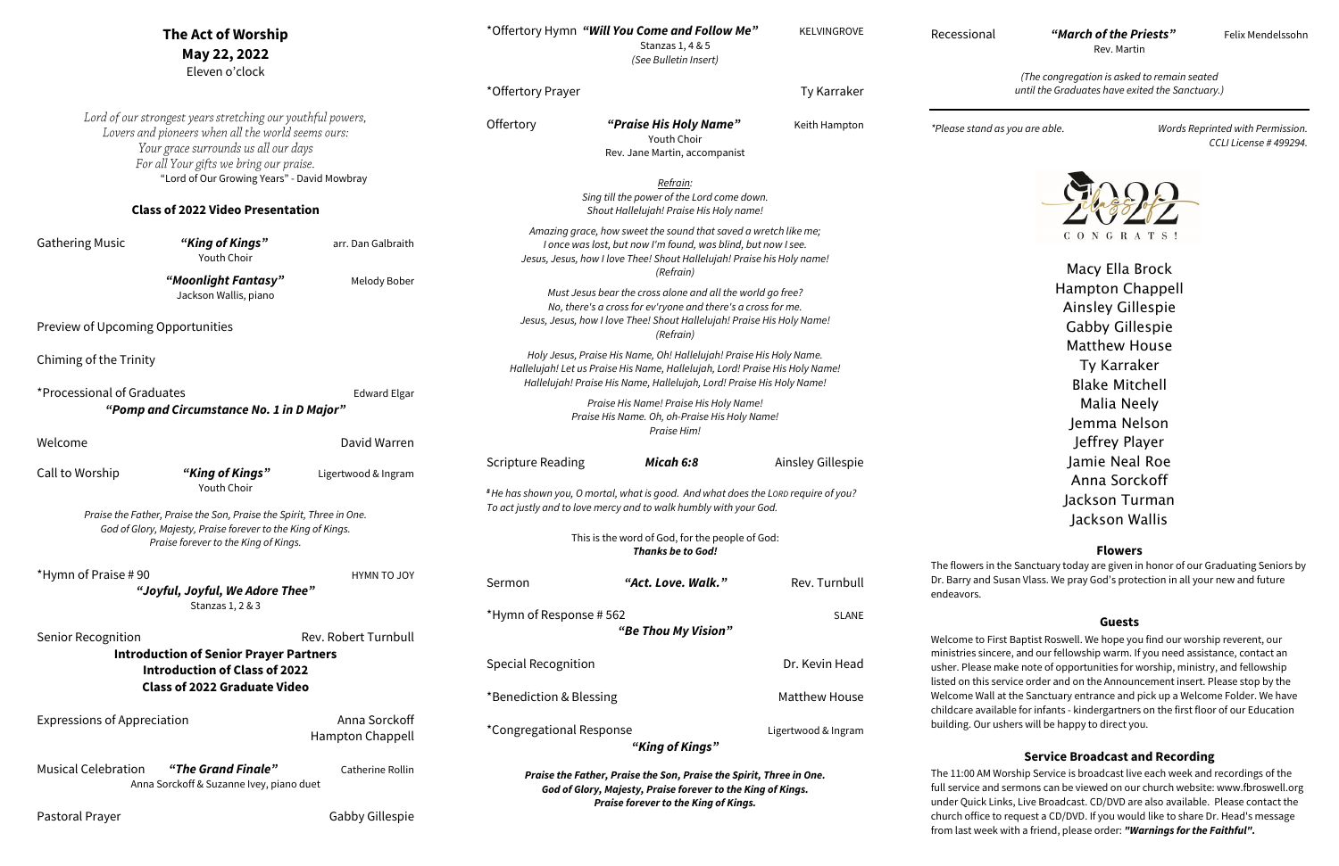# The Act of Worship

**May 22, 2022**

Eleven o'clock

*Lord of our strongest years stretching our youthful powers,*
*Lovers and pioneers when all the world seems ours:*
*Your grace surrounds us all our days*
*For all Your gifts we bring our praise.*
"Lord of Our Growing Years" - David Mowbray

**Class of 2022 Video Presentation**

Gathering Music — ***"King of Kings"*** — arr. Dan Galbraith
Youth Choir

***"Moonlight Fantasy"*** — Melody Bober
Jackson Wallis, piano

Preview of Upcoming Opportunities

Chiming of the Trinity

*Processional of Graduates — Edward Elgar
***"Pomp and Circumstance No. 1 in D Major"***

Welcome — David Warren

Call to Worship — ***"King of Kings"*** — Ligertwood & Ingram
Youth Choir

*Praise the Father, Praise the Son, Praise the Spirit, Three in One.*
*God of Glory, Majesty, Praise forever to the King of Kings.*
*Praise forever to the King of Kings.*

*Hymn of Praise # 90 — HYMN TO JOY
***"Joyful, Joyful, We Adore Thee"***
Stanzas 1, 2 & 3

Senior Recognition — Rev. Robert Turnbull

**Introduction of Senior Prayer Partners**
**Introduction of Class of 2022**
**Class of 2022 Graduate Video**

Expressions of Appreciation — Anna Sorckoff, Hampton Chappell

Musical Celebration — ***"The Grand Finale"*** — Catherine Rollin
Anna Sorckoff & Suzanne Ivey, piano duet

Pastoral Prayer — Gabby Gillespie

*Offertory Hymn ***"Will You Come and Follow Me"*** — KELVINGROVE
Stanzas 1, 4 & 5
*(See Bulletin Insert)*

*Offertory Prayer — Ty Karraker

Offertory — ***"Praise His Holy Name"*** — Keith Hampton
Youth Choir
Rev. Jane Martin, accompanist

*Refrain:*
*Sing till the power of the Lord come down.*
*Shout Hallelujah! Praise His Holy name!*

*Amazing grace, how sweet the sound that saved a wretch like me;*
*I once was lost, but now I'm found, was blind, but now I see.*
*Jesus, Jesus, how I love Thee! Shout Hallelujah! Praise his Holy name!*
*(Refrain)*

*Must Jesus bear the cross alone and all the world go free?*
*No, there's a cross for ev'ryone and there's a cross for me.*
*Jesus, Jesus, how I love Thee! Shout Hallelujah! Praise His Holy Name!*
*(Refrain)*

*Holy Jesus, Praise His Name, Oh! Hallelujah! Praise His Holy Name.*
*Hallelujah! Let us Praise His Name, Hallelujah, Lord! Praise His Holy Name!*
*Hallelujah! Praise His Name, Hallelujah, Lord! Praise His Holy Name!*

*Praise His Name! Praise His Holy Name!*
*Praise His Name. Oh, oh-Praise His Holy Name!*
*Praise Him!*

Scripture Reading — ***Micah 6:8*** — Ainsley Gillespie

*[8] He has shown you, O mortal, what is good. And what does the LORD require of you? To act justly and to love mercy and to walk humbly with your God.*

This is the word of God, for the people of God:
***Thanks be to God!***

Sermon — ***"Act. Love. Walk."*** — Rev. Turnbull

*Hymn of Response # 562 — SLANE
***"Be Thou My Vision"***

Special Recognition — Dr. Kevin Head

*Benediction & Blessing — Matthew House

*Congregational Response — Ligertwood & Ingram
***"King of Kings"***

***Praise the Father, Praise the Son, Praise the Spirit, Three in One.***
***God of Glory, Majesty, Praise forever to the King of Kings.***
***Praise forever to the King of Kings.***

Recessional — ***"March of the Priests"*** — Felix Mendelssohn
Rev. Martin

*(The congregation is asked to remain seated until the Graduates have exited the Sanctuary.)*

*Please stand as you are able.*

*Words Reprinted with Permission. CCLI License # 499294.*

2022 Class of — CONGRATS!

Macy Ella Brock
Hampton Chappell
Ainsley Gillespie
Gabby Gillespie
Matthew House
Ty Karraker
Blake Mitchell
Malia Neely
Jemma Nelson
Jeffrey Player
Jamie Neal Roe
Anna Sorckoff
Jackson Turman
Jackson Wallis

### Flowers

The flowers in the Sanctuary today are given in honor of our Graduating Seniors by Dr. Barry and Susan Vlass. We pray God's protection in all your new and future endeavors.

### Guests

Welcome to First Baptist Roswell. We hope you find our worship reverent, our ministries sincere, and our fellowship warm. If you need assistance, contact an usher. Please make note of opportunities for worship, ministry, and fellowship listed on this service order and on the Announcement insert. Please stop by the Welcome Wall at the Sanctuary entrance and pick up a Welcome Folder. We have childcare available for infants - kindergartners on the first floor of our Education building. Our ushers will be happy to direct you.

### Service Broadcast and Recording

The 11:00 AM Worship Service is broadcast live each week and recordings of the full service and sermons can be viewed on our church website: www.fbroswell.org under Quick Links, Live Broadcast. CD/DVD are also available. Please contact the church office to request a CD/DVD. If you would like to share Dr. Head's message from last week with a friend, please order: ***"Warnings for the Faithful".***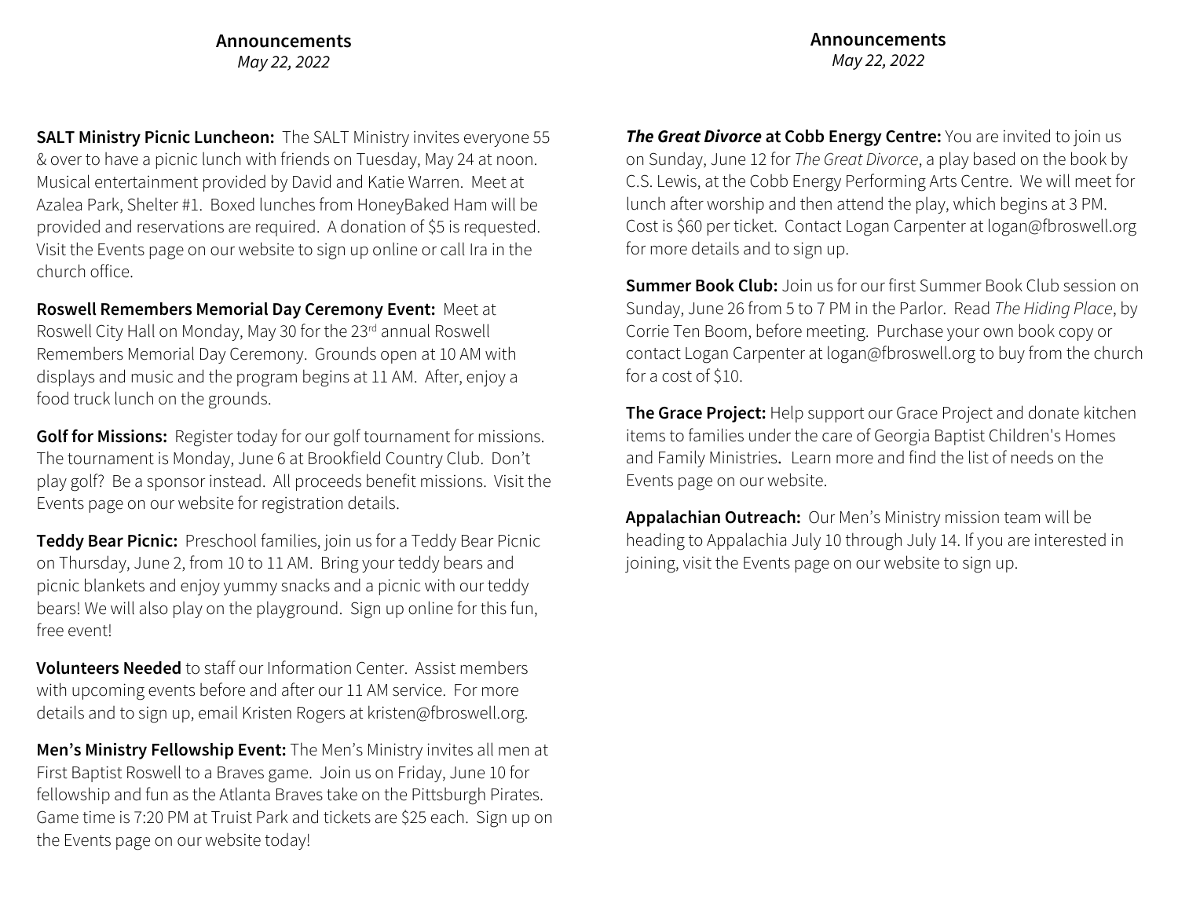## Announcements

*May 22, 2022*

**SALT Ministry Picnic Luncheon:** The SALT Ministry invites everyone 55 & over to have a picnic lunch with friends on Tuesday, May 24 at noon. Musical entertainment provided by David and Katie Warren. Meet at Azalea Park, Shelter #1. Boxed lunches from HoneyBaked Ham will be provided and reservations are required. A donation of $5 is requested. Visit the Events page on our website to sign up online or call Ira in the church office.

**Roswell Remembers Memorial Day Ceremony Event:** Meet at Roswell City Hall on Monday, May 30 for the 23rd annual Roswell Remembers Memorial Day Ceremony. Grounds open at 10 AM with displays and music and the program begins at 11 AM. After, enjoy a food truck lunch on the grounds.

**Golf for Missions:** Register today for our golf tournament for missions. The tournament is Monday, June 6 at Brookfield Country Club. Don't play golf? Be a sponsor instead. All proceeds benefit missions. Visit the Events page on our website for registration details.

**Teddy Bear Picnic:** Preschool families, join us for a Teddy Bear Picnic on Thursday, June 2, from 10 to 11 AM. Bring your teddy bears and picnic blankets and enjoy yummy snacks and a picnic with our teddy bears! We will also play on the playground. Sign up online for this fun, free event!

**Volunteers Needed** to staff our Information Center. Assist members with upcoming events before and after our 11 AM service. For more details and to sign up, email Kristen Rogers at kristen@fbroswell.org.

**Men's Ministry Fellowship Event:** The Men's Ministry invites all men at First Baptist Roswell to a Braves game. Join us on Friday, June 10 for fellowship and fun as the Atlanta Braves take on the Pittsburgh Pirates. Game time is 7:20 PM at Truist Park and tickets are $25 each. Sign up on the Events page on our website today!

***The Great Divorce* at Cobb Energy Centre:** You are invited to join us on Sunday, June 12 for *The Great Divorce*, a play based on the book by C.S. Lewis, at the Cobb Energy Performing Arts Centre. We will meet for lunch after worship and then attend the play, which begins at 3 PM. Cost is $60 per ticket. Contact Logan Carpenter at logan@fbroswell.org for more details and to sign up.

**Summer Book Club:** Join us for our first Summer Book Club session on Sunday, June 26 from 5 to 7 PM in the Parlor. Read *The Hiding Place*, by Corrie Ten Boom, before meeting. Purchase your own book copy or contact Logan Carpenter at logan@fbroswell.org to buy from the church for a cost of $10.

**The Grace Project:** Help support our Grace Project and donate kitchen items to families under the care of Georgia Baptist Children's Homes and Family Ministries. Learn more and find the list of needs on the Events page on our website.

**Appalachian Outreach:** Our Men's Ministry mission team will be heading to Appalachia July 10 through July 14. If you are interested in joining, visit the Events page on our website to sign up.